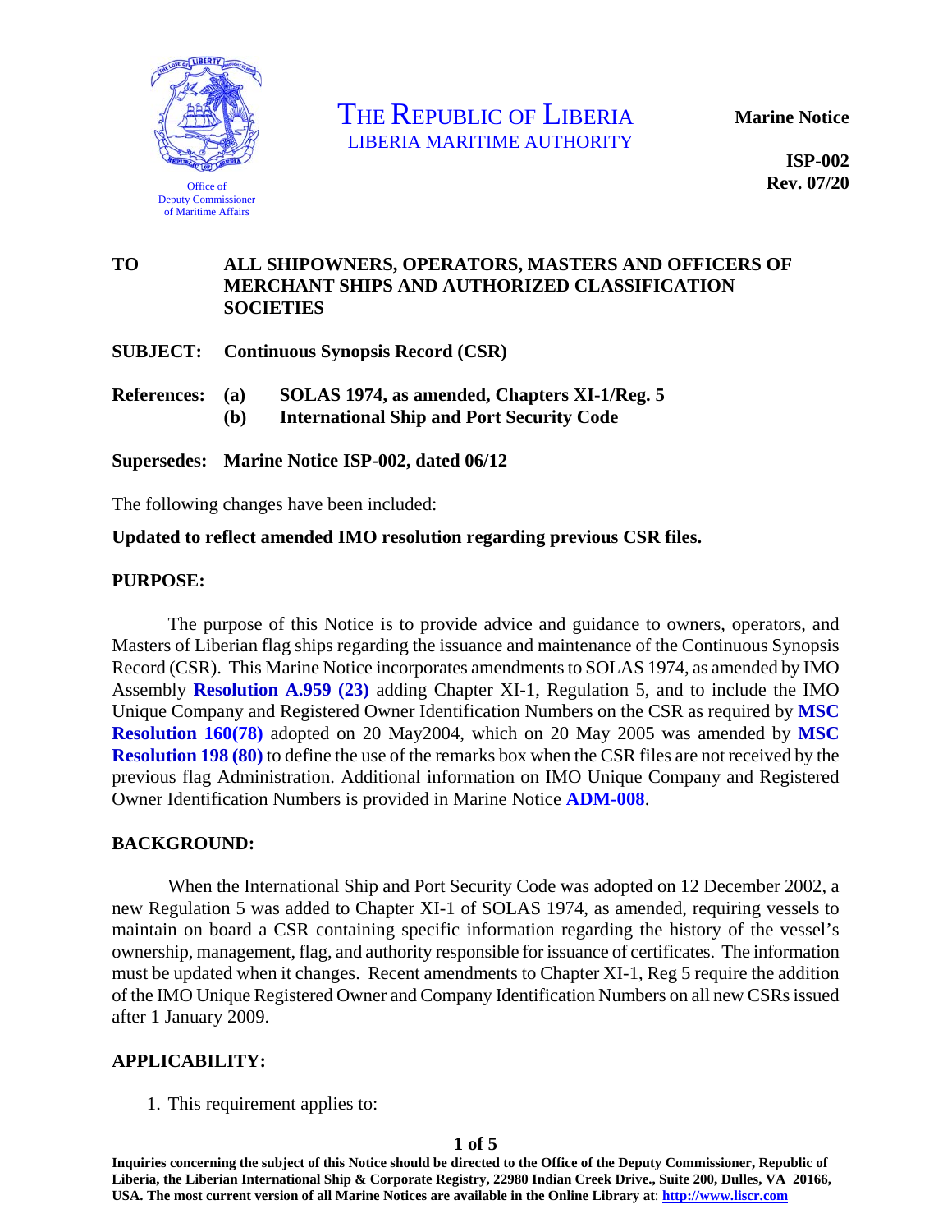THE REPUBLIC OF LIBERIA
LIBERIA MARITIME AUTHORITY

Office of
Deputy Commissioner
of Maritime Affairs

**Marine Notice**

**ISP-002**
**Rev. 07/20**

---

**TO** **ALL SHIPOWNERS, OPERATORS, MASTERS AND OFFICERS OF MERCHANT SHIPS AND AUTHORIZED CLASSIFICATION SOCIETIES**

**SUBJECT:** **Continuous Synopsis Record (CSR)**

**References:** **(a) SOLAS 1974, as amended, Chapters XI-1/Reg. 5**
**(b) International Ship and Port Security Code**

**Supersedes:** **Marine Notice ISP-002, dated 06/12**

The following changes have been included:

**Updated to reflect amended IMO resolution regarding previous CSR files.**

**PURPOSE:**

The purpose of this Notice is to provide advice and guidance to owners, operators, and Masters of Liberian flag ships regarding the issuance and maintenance of the Continuous Synopsis Record (CSR). This Marine Notice incorporates amendments to SOLAS 1974, as amended by IMO Assembly **Resolution A.959 (23)** adding Chapter XI-1, Regulation 5, and to include the IMO Unique Company and Registered Owner Identification Numbers on the CSR as required by **MSC Resolution 160(78)** adopted on 20 May2004, which on 20 May 2005 was amended by **MSC Resolution 198 (80)** to define the use of the remarks box when the CSR files are not received by the previous flag Administration. Additional information on IMO Unique Company and Registered Owner Identification Numbers is provided in Marine Notice **ADM-008**.

**BACKGROUND:**

When the International Ship and Port Security Code was adopted on 12 December 2002, a new Regulation 5 was added to Chapter XI-1 of SOLAS 1974, as amended, requiring vessels to maintain on board a CSR containing specific information regarding the history of the vessel's ownership, management, flag, and authority responsible for issuance of certificates. The information must be updated when it changes. Recent amendments to Chapter XI-1, Reg 5 require the addition of the IMO Unique Registered Owner and Company Identification Numbers on all new CSRs issued after 1 January 2009.

**APPLICABILITY:**

1. This requirement applies to:

**Inquiries concerning the subject of this Notice should be directed to the Office of the Deputy Commissioner, Republic of Liberia, the Liberian International Ship & Corporate Registry, 22980 Indian Creek Drive., Suite 200, Dulles, VA 20166, USA. The most current version of all Marine Notices are available in the Online Library at: http://www.liscr.com**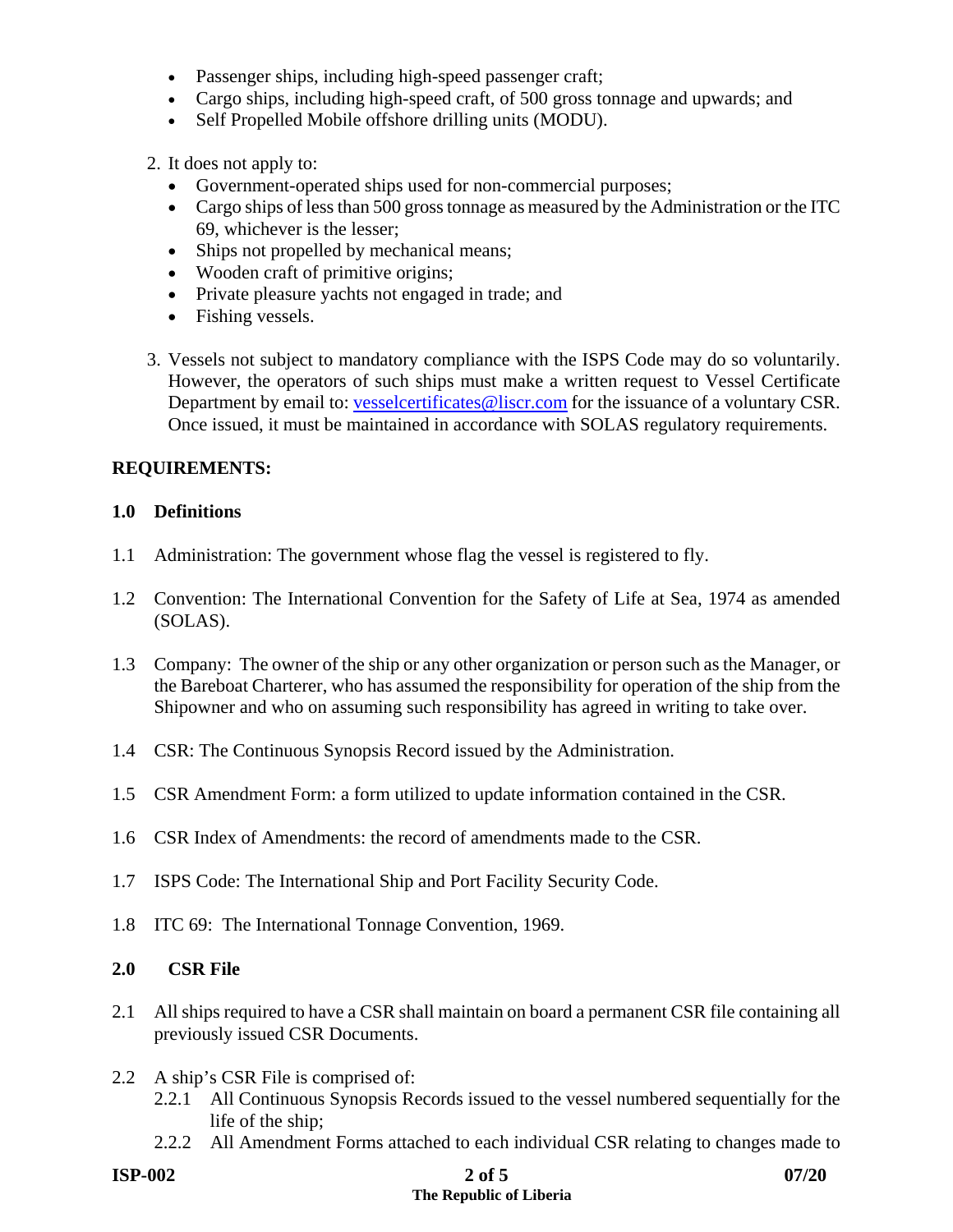- Passenger ships, including high-speed passenger craft;
- Cargo ships, including high-speed craft, of 500 gross tonnage and upwards; and
- Self Propelled Mobile offshore drilling units (MODU).

2. It does not apply to:
   - Government-operated ships used for non-commercial purposes;
   - Cargo ships of less than 500 gross tonnage as measured by the Administration or the ITC 69, whichever is the lesser;
   - Ships not propelled by mechanical means;
   - Wooden craft of primitive origins;
   - Private pleasure yachts not engaged in trade; and
   - Fishing vessels.

3. Vessels not subject to mandatory compliance with the ISPS Code may do so voluntarily. However, the operators of such ships must make a written request to Vessel Certificate Department by email to: vesselcertificates@liscr.com for the issuance of a voluntary CSR. Once issued, it must be maintained in accordance with SOLAS regulatory requirements.

**REQUIREMENTS:**

**1.0 Definitions**

1.1 Administration: The government whose flag the vessel is registered to fly.

1.2 Convention: The International Convention for the Safety of Life at Sea, 1974 as amended (SOLAS).

1.3 Company: The owner of the ship or any other organization or person such as the Manager, or the Bareboat Charterer, who has assumed the responsibility for operation of the ship from the Shipowner and who on assuming such responsibility has agreed in writing to take over.

1.4 CSR: The Continuous Synopsis Record issued by the Administration.

1.5 CSR Amendment Form: a form utilized to update information contained in the CSR.

1.6 CSR Index of Amendments: the record of amendments made to the CSR.

1.7 ISPS Code: The International Ship and Port Facility Security Code.

1.8 ITC 69: The International Tonnage Convention, 1969.

**2.0 CSR File**

2.1 All ships required to have a CSR shall maintain on board a permanent CSR file containing all previously issued CSR Documents.

2.2 A ship's CSR File is comprised of:

2.2.1 All Continuous Synopsis Records issued to the vessel numbered sequentially for the life of the ship;

2.2.2 All Amendment Forms attached to each individual CSR relating to changes made to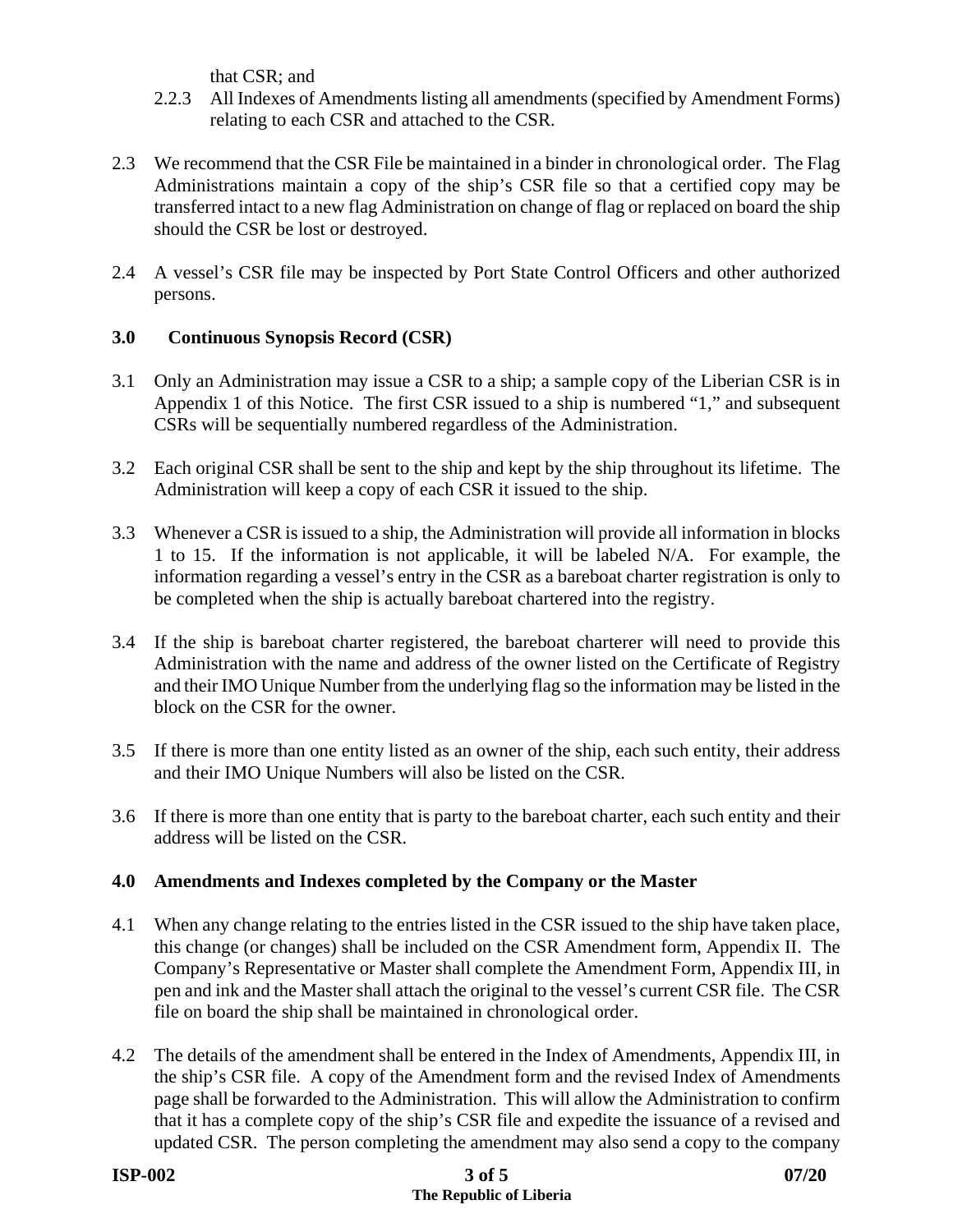that CSR; and

2.2.3 All Indexes of Amendments listing all amendments (specified by Amendment Forms) relating to each CSR and attached to the CSR.

2.3 We recommend that the CSR File be maintained in a binder in chronological order. The Flag Administrations maintain a copy of the ship's CSR file so that a certified copy may be transferred intact to a new flag Administration on change of flag or replaced on board the ship should the CSR be lost or destroyed.

2.4 A vessel's CSR file may be inspected by Port State Control Officers and other authorized persons.

### 3.0 Continuous Synopsis Record (CSR)

3.1 Only an Administration may issue a CSR to a ship; a sample copy of the Liberian CSR is in Appendix 1 of this Notice. The first CSR issued to a ship is numbered "1," and subsequent CSRs will be sequentially numbered regardless of the Administration.

3.2 Each original CSR shall be sent to the ship and kept by the ship throughout its lifetime. The Administration will keep a copy of each CSR it issued to the ship.

3.3 Whenever a CSR is issued to a ship, the Administration will provide all information in blocks 1 to 15. If the information is not applicable, it will be labeled N/A. For example, the information regarding a vessel's entry in the CSR as a bareboat charter registration is only to be completed when the ship is actually bareboat chartered into the registry.

3.4 If the ship is bareboat charter registered, the bareboat charterer will need to provide this Administration with the name and address of the owner listed on the Certificate of Registry and their IMO Unique Number from the underlying flag so the information may be listed in the block on the CSR for the owner.

3.5 If there is more than one entity listed as an owner of the ship, each such entity, their address and their IMO Unique Numbers will also be listed on the CSR.

3.6 If there is more than one entity that is party to the bareboat charter, each such entity and their address will be listed on the CSR.

### 4.0 Amendments and Indexes completed by the Company or the Master

4.1 When any change relating to the entries listed in the CSR issued to the ship have taken place, this change (or changes) shall be included on the CSR Amendment form, Appendix II. The Company's Representative or Master shall complete the Amendment Form, Appendix III, in pen and ink and the Master shall attach the original to the vessel's current CSR file. The CSR file on board the ship shall be maintained in chronological order.

4.2 The details of the amendment shall be entered in the Index of Amendments, Appendix III, in the ship's CSR file. A copy of the Amendment form and the revised Index of Amendments page shall be forwarded to the Administration. This will allow the Administration to confirm that it has a complete copy of the ship's CSR file and expedite the issuance of a revised and updated CSR. The person completing the amendment may also send a copy to the company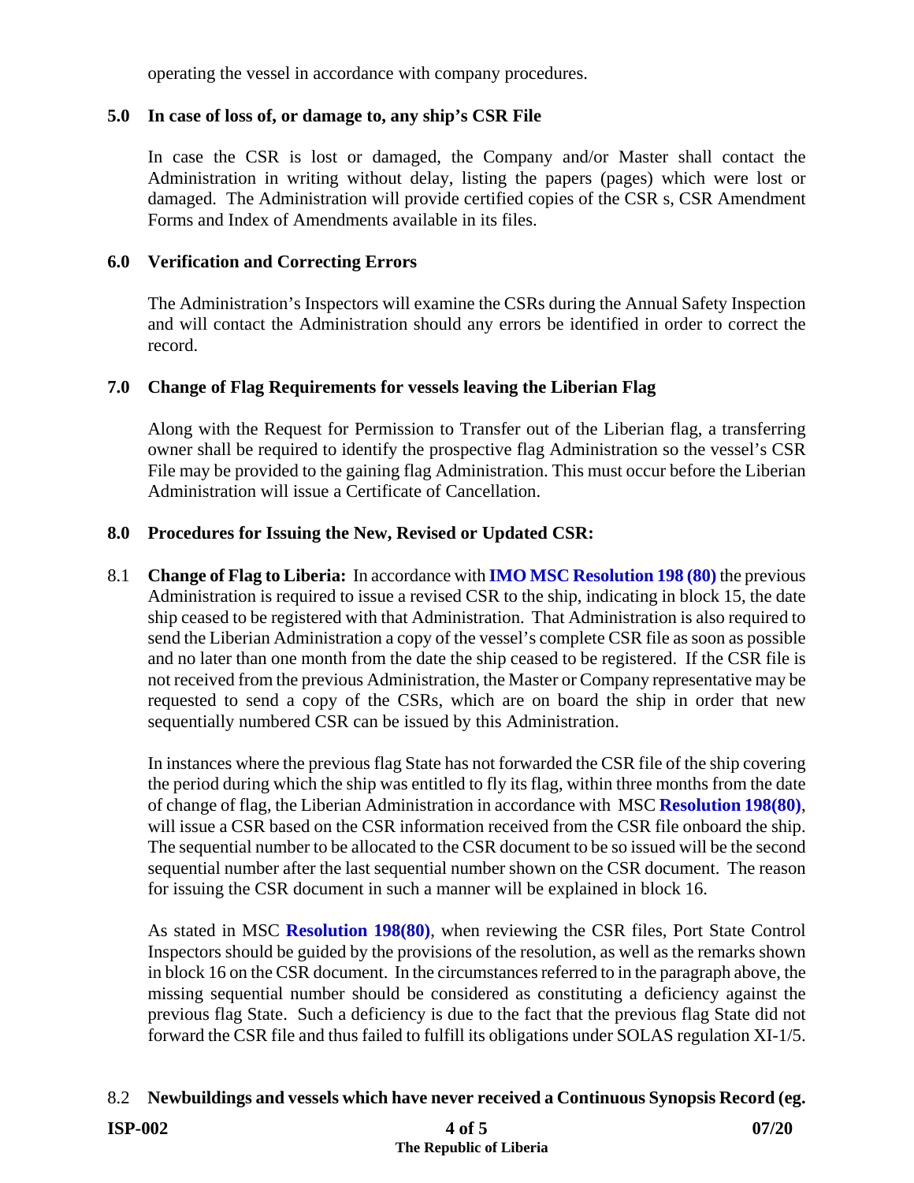operating the vessel in accordance with company procedures.

## 5.0 In case of loss of, or damage to, any ship's CSR File

In case the CSR is lost or damaged, the Company and/or Master shall contact the Administration in writing without delay, listing the papers (pages) which were lost or damaged. The Administration will provide certified copies of the CSR s, CSR Amendment Forms and Index of Amendments available in its files.

## 6.0 Verification and Correcting Errors

The Administration's Inspectors will examine the CSRs during the Annual Safety Inspection and will contact the Administration should any errors be identified in order to correct the record.

## 7.0 Change of Flag Requirements for vessels leaving the Liberian Flag

Along with the Request for Permission to Transfer out of the Liberian flag, a transferring owner shall be required to identify the prospective flag Administration so the vessel's CSR File may be provided to the gaining flag Administration. This must occur before the Liberian Administration will issue a Certificate of Cancellation.

## 8.0 Procedures for Issuing the New, Revised or Updated CSR:

8.1 **Change of Flag to Liberia:** In accordance with **IMO MSC Resolution 198 (80)** the previous Administration is required to issue a revised CSR to the ship, indicating in block 15, the date ship ceased to be registered with that Administration. That Administration is also required to send the Liberian Administration a copy of the vessel's complete CSR file as soon as possible and no later than one month from the date the ship ceased to be registered. If the CSR file is not received from the previous Administration, the Master or Company representative may be requested to send a copy of the CSRs, which are on board the ship in order that new sequentially numbered CSR can be issued by this Administration.

In instances where the previous flag State has not forwarded the CSR file of the ship covering the period during which the ship was entitled to fly its flag, within three months from the date of change of flag, the Liberian Administration in accordance with MSC **Resolution 198(80)**, will issue a CSR based on the CSR information received from the CSR file onboard the ship. The sequential number to be allocated to the CSR document to be so issued will be the second sequential number after the last sequential number shown on the CSR document. The reason for issuing the CSR document in such a manner will be explained in block 16.

As stated in MSC **Resolution 198(80)**, when reviewing the CSR files, Port State Control Inspectors should be guided by the provisions of the resolution, as well as the remarks shown in block 16 on the CSR document. In the circumstances referred to in the paragraph above, the missing sequential number should be considered as constituting a deficiency against the previous flag State. Such a deficiency is due to the fact that the previous flag State did not forward the CSR file and thus failed to fulfill its obligations under SOLAS regulation XI-1/5.

8.2 **Newbuildings and vessels which have never received a Continuous Synopsis Record (eg.**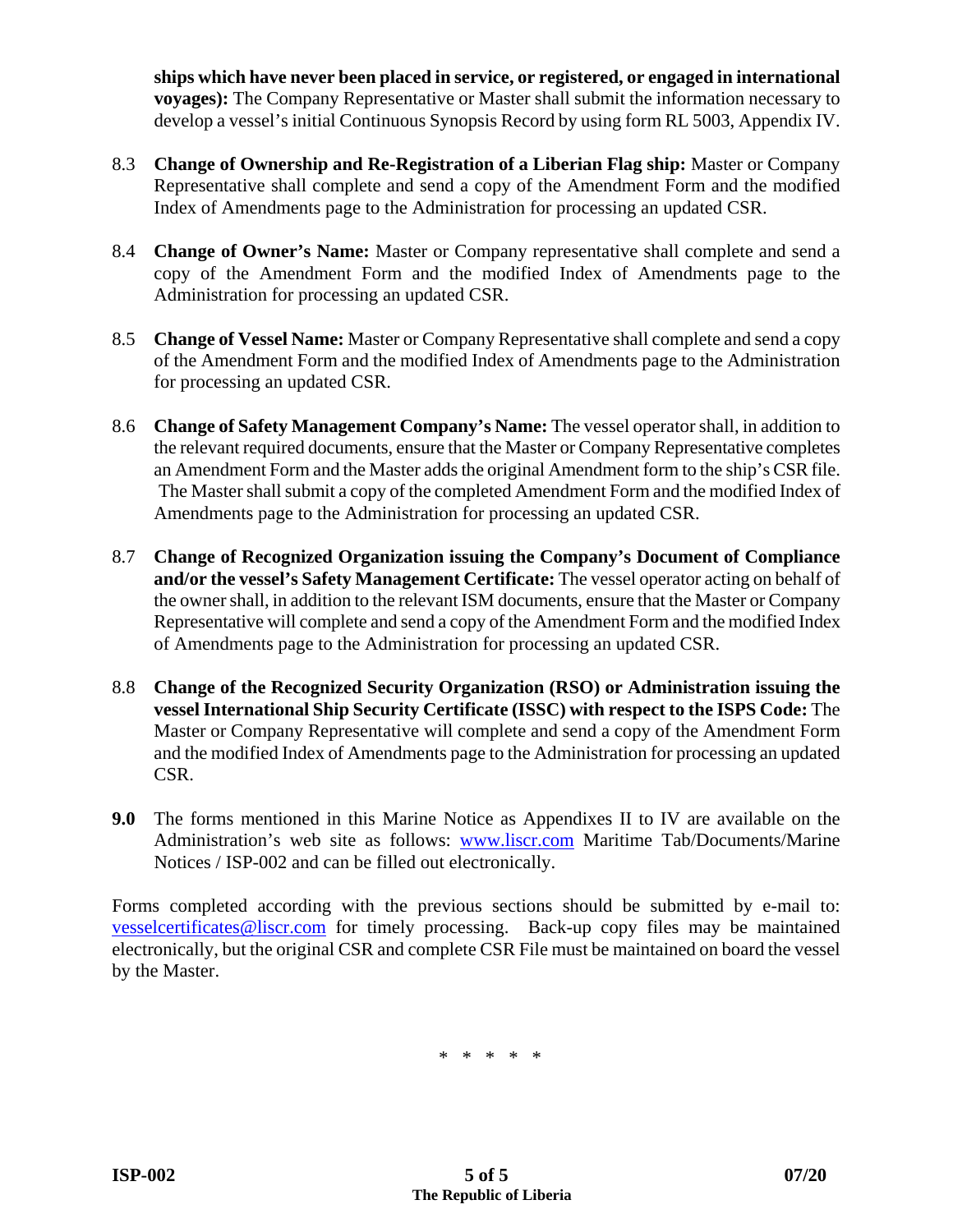**ships which have never been placed in service, or registered, or engaged in international voyages):** The Company Representative or Master shall submit the information necessary to develop a vessel's initial Continuous Synopsis Record by using form RL 5003, Appendix IV.

8.3 **Change of Ownership and Re-Registration of a Liberian Flag ship:** Master or Company Representative shall complete and send a copy of the Amendment Form and the modified Index of Amendments page to the Administration for processing an updated CSR.

8.4 **Change of Owner's Name:** Master or Company representative shall complete and send a copy of the Amendment Form and the modified Index of Amendments page to the Administration for processing an updated CSR.

8.5 **Change of Vessel Name:** Master or Company Representative shall complete and send a copy of the Amendment Form and the modified Index of Amendments page to the Administration for processing an updated CSR.

8.6 **Change of Safety Management Company's Name:** The vessel operator shall, in addition to the relevant required documents, ensure that the Master or Company Representative completes an Amendment Form and the Master adds the original Amendment form to the ship's CSR file. The Master shall submit a copy of the completed Amendment Form and the modified Index of Amendments page to the Administration for processing an updated CSR.

8.7 **Change of Recognized Organization issuing the Company's Document of Compliance and/or the vessel's Safety Management Certificate:** The vessel operator acting on behalf of the owner shall, in addition to the relevant ISM documents, ensure that the Master or Company Representative will complete and send a copy of the Amendment Form and the modified Index of Amendments page to the Administration for processing an updated CSR.

8.8 **Change of the Recognized Security Organization (RSO) or Administration issuing the vessel International Ship Security Certificate (ISSC) with respect to the ISPS Code:** The Master or Company Representative will complete and send a copy of the Amendment Form and the modified Index of Amendments page to the Administration for processing an updated CSR.

**9.0** The forms mentioned in this Marine Notice as Appendixes II to IV are available on the Administration's web site as follows: www.liscr.com Maritime Tab/Documents/Marine Notices / ISP-002 and can be filled out electronically.

Forms completed according with the previous sections should be submitted by e-mail to: vesselcertificates@liscr.com for timely processing. Back-up copy files may be maintained electronically, but the original CSR and complete CSR File must be maintained on board the vessel by the Master.

\* \* \* \* \*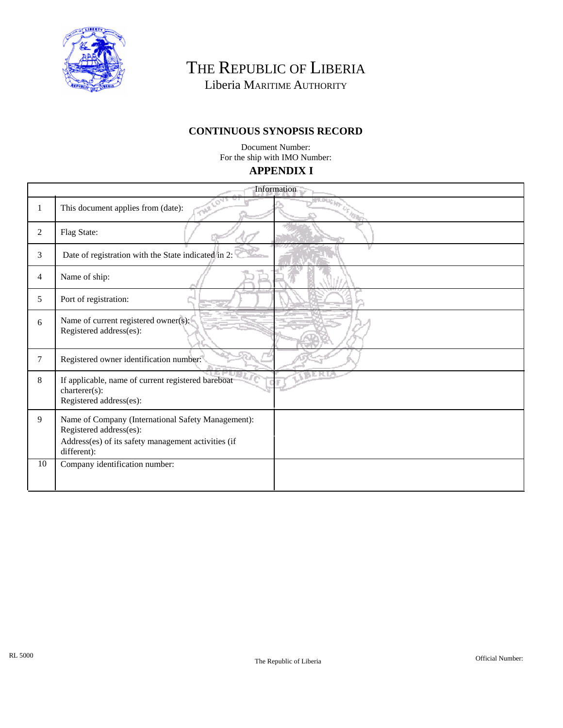# THE REPUBLIC OF LIBERIA

Liberia MARITIME AUTHORITY

## CONTINUOUS SYNOPSIS RECORD

Document Number:
For the ship with IMO Number:

## APPENDIX I

| Information | | |
|---|---|---|
| 1 | This document applies from (date): | |
| 2 | Flag State: | |
| 3 | Date of registration with the State indicated in 2: | |
| 4 | Name of ship: | |
| 5 | Port of registration: | |
| 6 | Name of current registered owner(s):<br>Registered address(es): | |
| 7 | Registered owner identification number: | |
| 8 | If applicable, name of current registered bareboat charterer(s):<br>Registered address(es): | |
| 9 | Name of Company (International Safety Management):<br>Registered address(es):<br>Address(es) of its safety management activities (if different): | |
| 10 | Company identification number: | |

RL 5000

The Republic of Liberia

Official Number: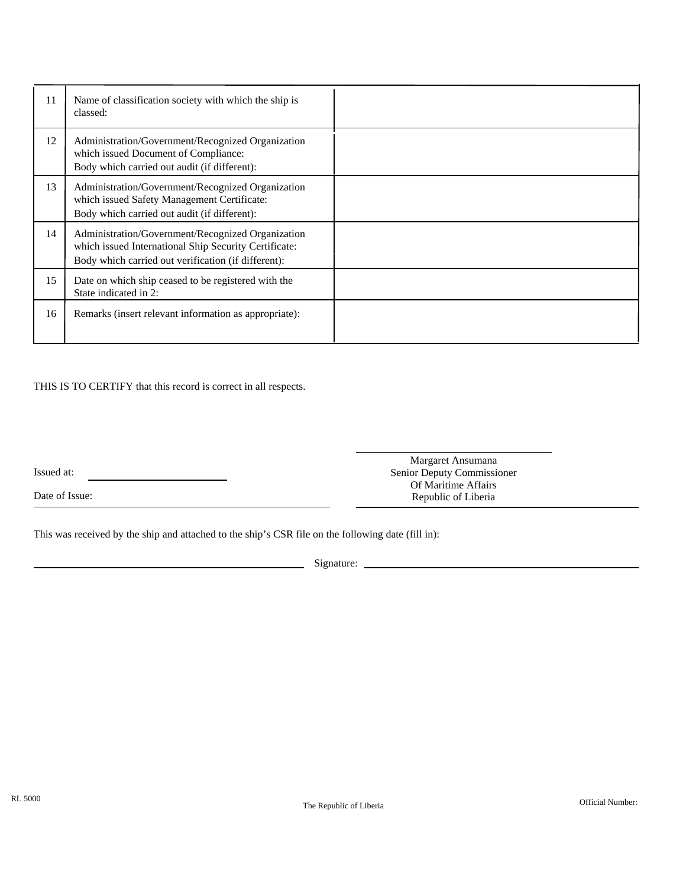| | | |
|---|---|---|
| 11 | Name of classification society with which the ship is classed: | |
| 12 | Administration/Government/Recognized Organization which issued Document of Compliance:<br>Body which carried out audit (if different): | |
| 13 | Administration/Government/Recognized Organization which issued Safety Management Certificate:<br>Body which carried out audit (if different): | |
| 14 | Administration/Government/Recognized Organization which issued International Ship Security Certificate:<br>Body which carried out verification (if different): | |
| 15 | Date on which ship ceased to be registered with the State indicated in 2: | |
| 16 | Remarks (insert relevant information as appropriate): | |

THIS IS TO CERTIFY that this record is correct in all respects.

Issued at: ____________________

Date of Issue: ____________________

____________________
Margaret Ansumana
Senior Deputy Commissioner
Of Maritime Affairs
Republic of Liberia

This was received by the ship and attached to the ship's CSR file on the following date (fill in):

____________________ Signature: ____________________

RL 5000

The Republic of Liberia

Official Number: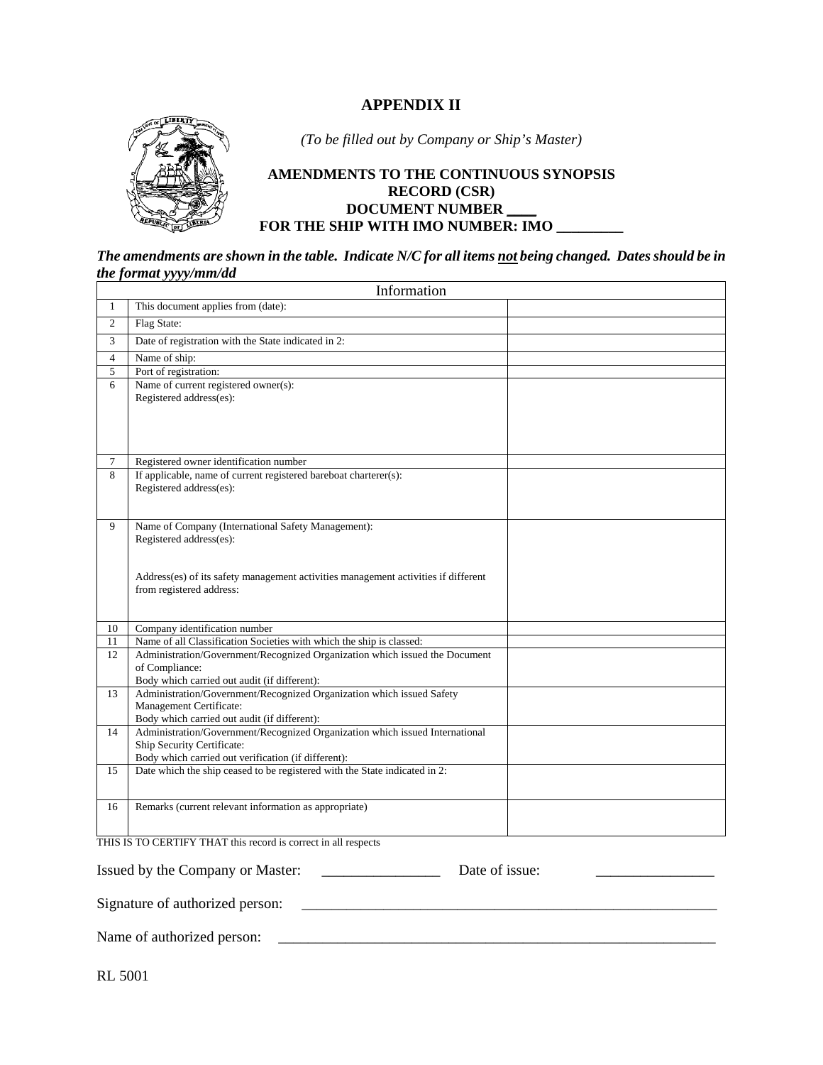# APPENDIX II

*(To be filled out by Company or Ship's Master)*

**AMENDMENTS TO THE CONTINUOUS SYNOPSIS RECORD (CSR)**
**DOCUMENT NUMBER \_\_\_\_**
**FOR THE SHIP WITH IMO NUMBER: IMO \_\_\_\_\_\_\_\_\_**

***The amendments are shown in the table. Indicate N/C for all items not being changed. Dates should be in the format yyyy/mm/dd***

| Information | | |
|---|---|---|
| 1 | This document applies from (date): | |
| 2 | Flag State: | |
| 3 | Date of registration with the State indicated in 2: | |
| 4 | Name of ship: | |
| 5 | Port of registration: | |
| 6 | Name of current registered owner(s):<br>Registered address(es): | |
| 7 | Registered owner identification number | |
| 8 | If applicable, name of current registered bareboat charterer(s):<br>Registered address(es): | |
| 9 | Name of Company (International Safety Management):<br>Registered address(es):<br><br>Address(es) of its safety management activities management activities if different from registered address: | |
| 10 | Company identification number | |
| 11 | Name of all Classification Societies with which the ship is classed: | |
| 12 | Administration/Government/Recognized Organization which issued the Document of Compliance:<br>Body which carried out audit (if different): | |
| 13 | Administration/Government/Recognized Organization which issued Safety Management Certificate:<br>Body which carried out audit (if different): | |
| 14 | Administration/Government/Recognized Organization which issued International Ship Security Certificate:<br>Body which carried out verification (if different): | |
| 15 | Date which the ship ceased to be registered with the State indicated in 2: | |
| 16 | Remarks (current relevant information as appropriate) | |

THIS IS TO CERTIFY THAT this record is correct in all respects

Issued by the Company or Master: \_\_\_\_\_\_\_\_\_\_\_\_\_\_\_\_ Date of issue: \_\_\_\_\_\_\_\_\_\_\_\_\_\_\_\_

Signature of authorized person: \_\_\_\_\_\_\_\_\_\_\_\_\_\_\_\_\_\_\_\_\_\_\_\_\_\_\_\_\_\_\_\_\_\_\_\_\_\_\_\_\_\_\_\_\_\_\_\_\_\_\_\_\_\_\_\_

Name of authorized person: \_\_\_\_\_\_\_\_\_\_\_\_\_\_\_\_\_\_\_\_\_\_\_\_\_\_\_\_\_\_\_\_\_\_\_\_\_\_\_\_\_\_\_\_\_\_\_\_\_\_\_\_\_\_\_\_\_\_\_\_

RL 5001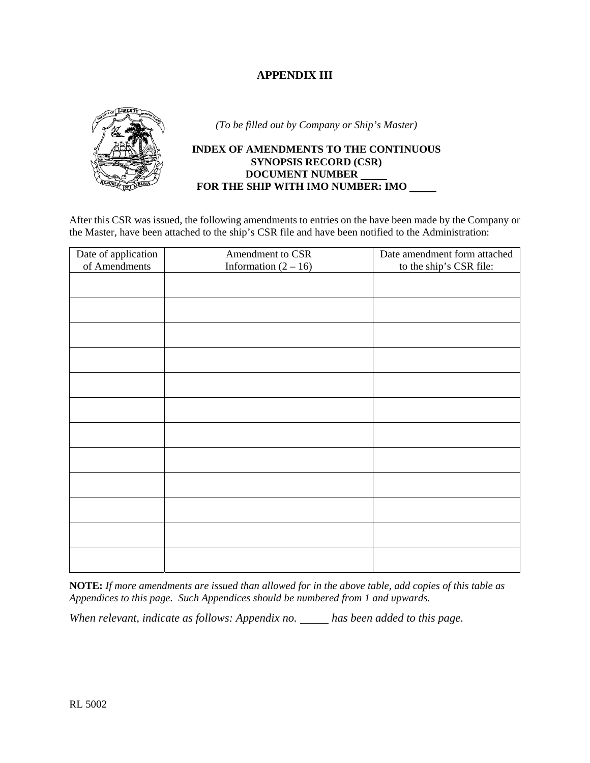# APPENDIX III

*(To be filled out by Company or Ship's Master)*

**INDEX OF AMENDMENTS TO THE CONTINUOUS SYNOPSIS RECORD (CSR) DOCUMENT NUMBER \_\_\_\_\_ FOR THE SHIP WITH IMO NUMBER: IMO \_\_\_\_\_**

After this CSR was issued, the following amendments to entries on the have been made by the Company or the Master, have been attached to the ship's CSR file and have been notified to the Administration:

| Date of application of Amendments | Amendment to CSR Information (2 – 16) | Date amendment form attached to the ship's CSR file: |
|---|---|---|
| | | |
| | | |
| | | |
| | | |
| | | |
| | | |
| | | |
| | | |
| | | |
| | | |
| | | |
| | | |

**NOTE:** *If more amendments are issued than allowed for in the above table, add copies of this table as Appendices to this page. Such Appendices should be numbered from 1 and upwards.*

*When relevant, indicate as follows: Appendix no. \_\_\_\_\_ has been added to this page.*

RL 5002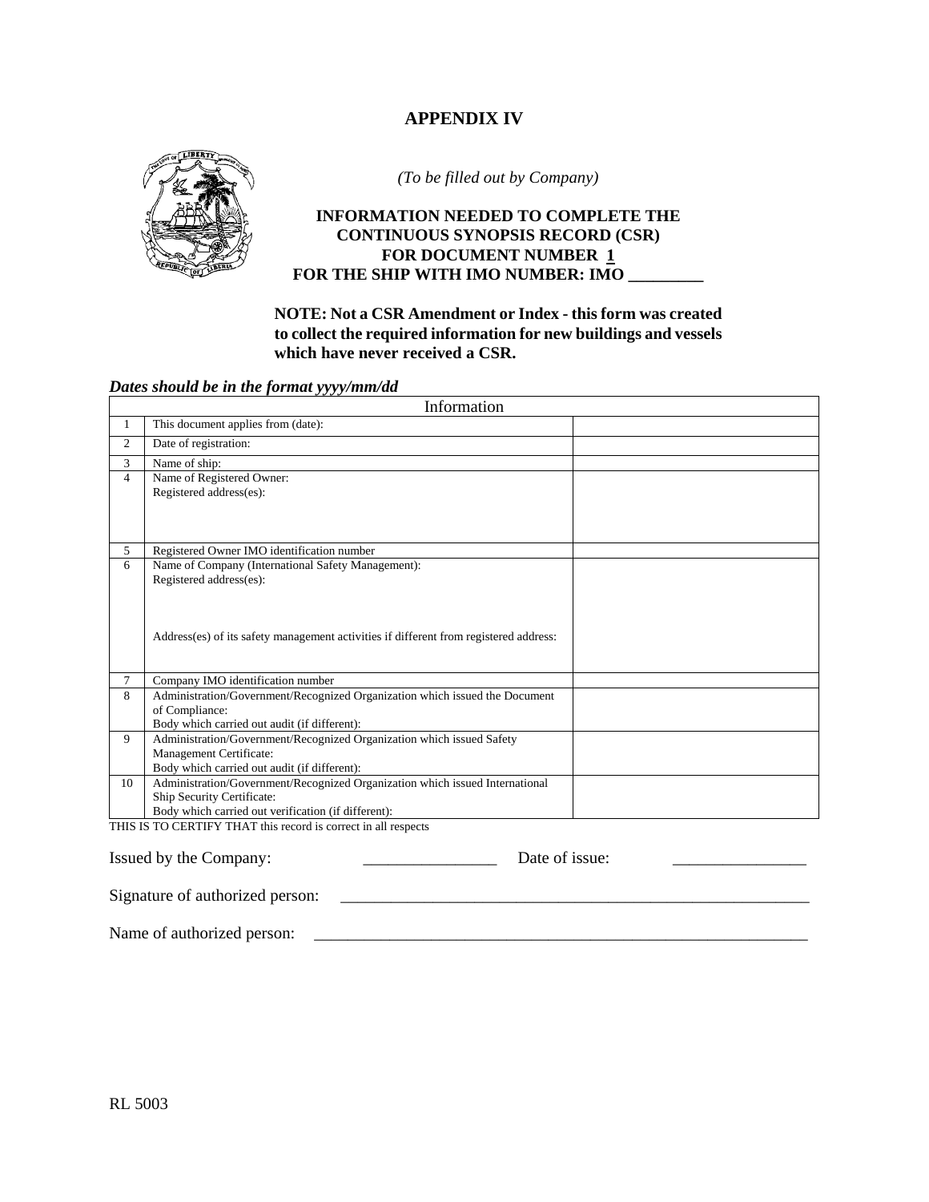# APPENDIX IV

*(To be filled out by Company)*

**INFORMATION NEEDED TO COMPLETE THE CONTINUOUS SYNOPSIS RECORD (CSR) FOR DOCUMENT NUMBER 1 FOR THE SHIP WITH IMO NUMBER: IMO \_\_\_\_\_\_\_\_\_**

**NOTE: Not a CSR Amendment or Index - this form was created to collect the required information for new buildings and vessels which have never received a CSR.**

***Dates should be in the format yyyy/mm/dd***

| Information | | |
|---|---|---|
| 1 | This document applies from (date): | |
| 2 | Date of registration: | |
| 3 | Name of ship: | |
| 4 | Name of Registered Owner:<br>Registered address(es): | |
| 5 | Registered Owner IMO identification number | |
| 6 | Name of Company (International Safety Management):<br>Registered address(es):<br><br>Address(es) of its safety management activities if different from registered address: | |
| 7 | Company IMO identification number | |
| 8 | Administration/Government/Recognized Organization which issued the Document of Compliance:<br>Body which carried out audit (if different): | |
| 9 | Administration/Government/Recognized Organization which issued Safety Management Certificate:<br>Body which carried out audit (if different): | |
| 10 | Administration/Government/Recognized Organization which issued International Ship Security Certificate:<br>Body which carried out verification (if different): | |

THIS IS TO CERTIFY THAT this record is correct in all respects

Issued by the Company: \_\_\_\_\_\_\_\_\_\_\_\_\_\_\_\_ Date of issue: \_\_\_\_\_\_\_\_\_\_\_\_\_\_\_\_

Signature of authorized person: \_\_\_\_\_\_\_\_\_\_\_\_\_\_\_\_\_\_\_\_\_\_\_\_\_\_\_\_\_\_\_\_\_\_\_\_\_\_\_\_\_\_\_\_\_\_\_\_\_\_\_\_\_\_\_\_

Name of authorized person: \_\_\_\_\_\_\_\_\_\_\_\_\_\_\_\_\_\_\_\_\_\_\_\_\_\_\_\_\_\_\_\_\_\_\_\_\_\_\_\_\_\_\_\_\_\_\_\_\_\_\_\_\_\_\_\_\_\_\_\_

RL 5003